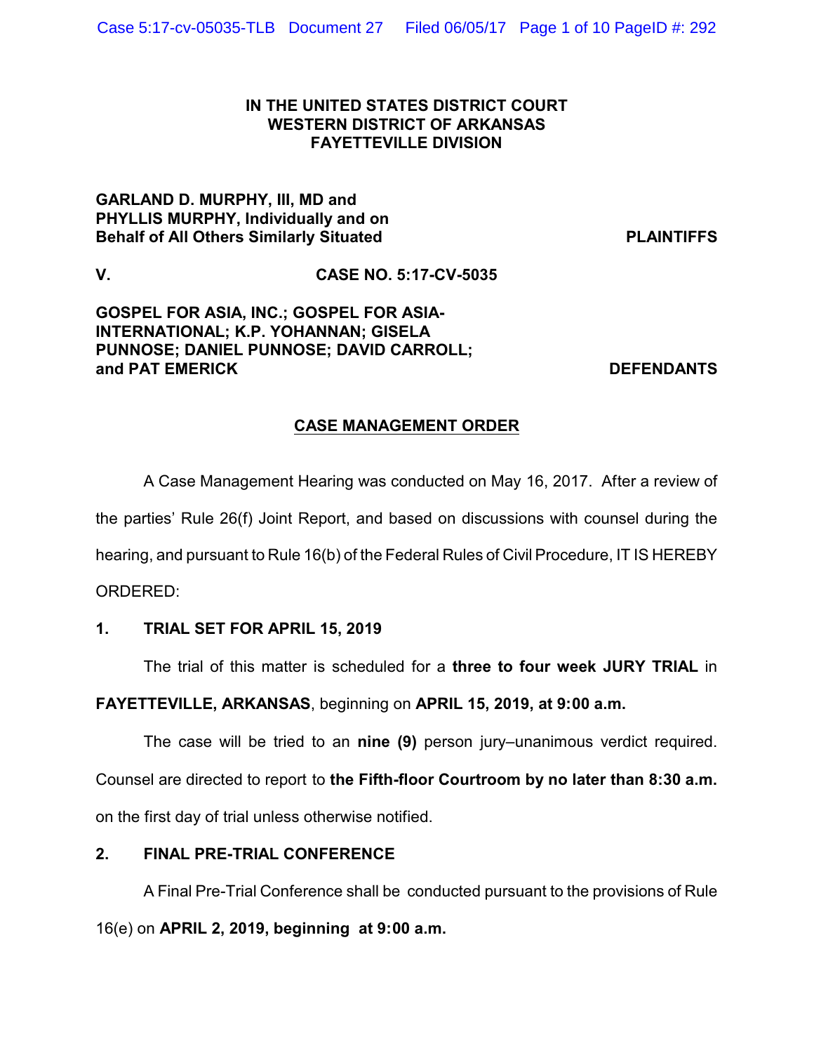**IN THE UNITED STATES DISTRICT COURT**
**WESTERN DISTRICT OF ARKANSAS**
**FAYETTEVILLE DIVISION**

**GARLAND D. MURPHY, III, MD and PHYLLIS MURPHY, Individually and on Behalf of All Others Similarly Situated** — **PLAINTIFFS**

**V.** — **CASE NO. 5:17-CV-5035**

**GOSPEL FOR ASIA, INC.; GOSPEL FOR ASIA-INTERNATIONAL; K.P. YOHANNAN; GISELA PUNNOSE; DANIEL PUNNOSE; DAVID CARROLL; and PAT EMERICK** — **DEFENDANTS**

## CASE MANAGEMENT ORDER

A Case Management Hearing was conducted on May 16, 2017. After a review of the parties' Rule 26(f) Joint Report, and based on discussions with counsel during the hearing, and pursuant to Rule 16(b) of the Federal Rules of Civil Procedure, IT IS HEREBY ORDERED:

### 1. TRIAL SET FOR APRIL 15, 2019

The trial of this matter is scheduled for a **three to four week JURY TRIAL** in **FAYETTEVILLE, ARKANSAS**, beginning on **APRIL 15, 2019, at 9:00 a.m.**

The case will be tried to an **nine (9)** person jury–unanimous verdict required. Counsel are directed to report to **the Fifth-floor Courtroom by no later than 8:30 a.m.** on the first day of trial unless otherwise notified.

### 2. FINAL PRE-TRIAL CONFERENCE

A Final Pre-Trial Conference shall be conducted pursuant to the provisions of Rule 16(e) on **APRIL 2, 2019, beginning at 9:00 a.m.**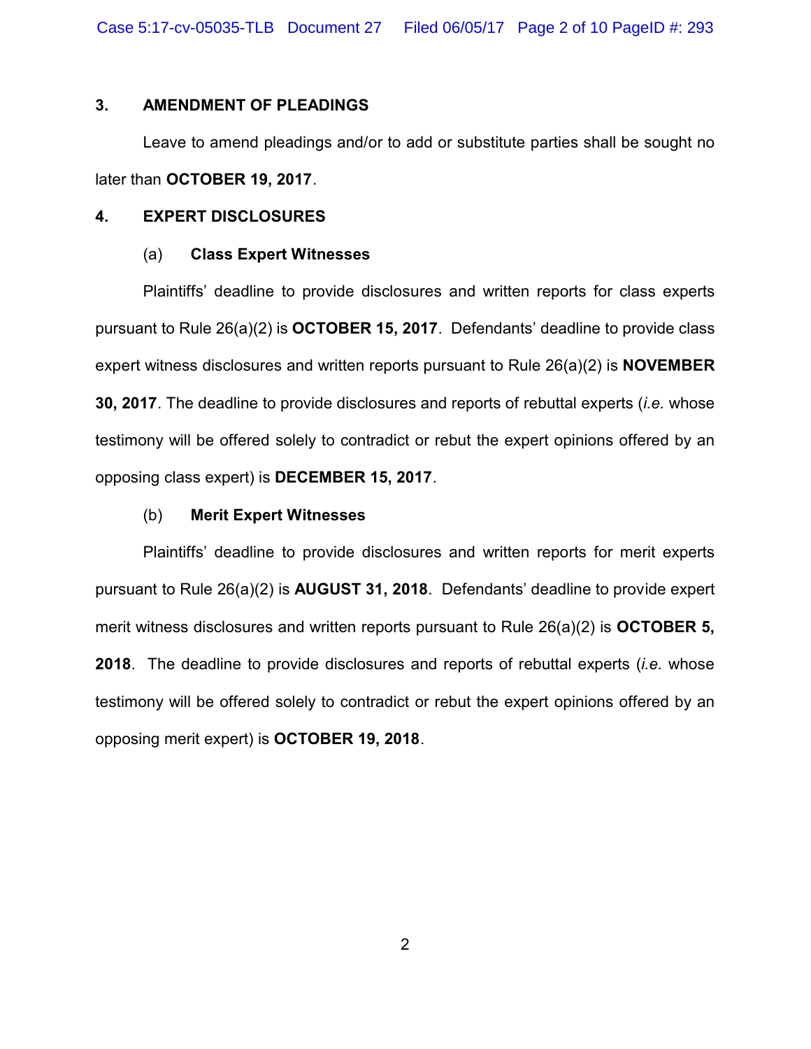## 3. AMENDMENT OF PLEADINGS

Leave to amend pleadings and/or to add or substitute parties shall be sought no later than **OCTOBER 19, 2017**.

## 4. EXPERT DISCLOSURES

### (a) Class Expert Witnesses

Plaintiffs' deadline to provide disclosures and written reports for class experts pursuant to Rule 26(a)(2) is **OCTOBER 15, 2017**. Defendants' deadline to provide class expert witness disclosures and written reports pursuant to Rule 26(a)(2) is **NOVEMBER 30, 2017**. The deadline to provide disclosures and reports of rebuttal experts (*i.e.* whose testimony will be offered solely to contradict or rebut the expert opinions offered by an opposing class expert) is **DECEMBER 15, 2017**.

### (b) Merit Expert Witnesses

Plaintiffs' deadline to provide disclosures and written reports for merit experts pursuant to Rule 26(a)(2) is **AUGUST 31, 2018**. Defendants' deadline to provide expert merit witness disclosures and written reports pursuant to Rule 26(a)(2) is **OCTOBER 5, 2018**. The deadline to provide disclosures and reports of rebuttal experts (*i.e.* whose testimony will be offered solely to contradict or rebut the expert opinions offered by an opposing merit expert) is **OCTOBER 19, 2018**.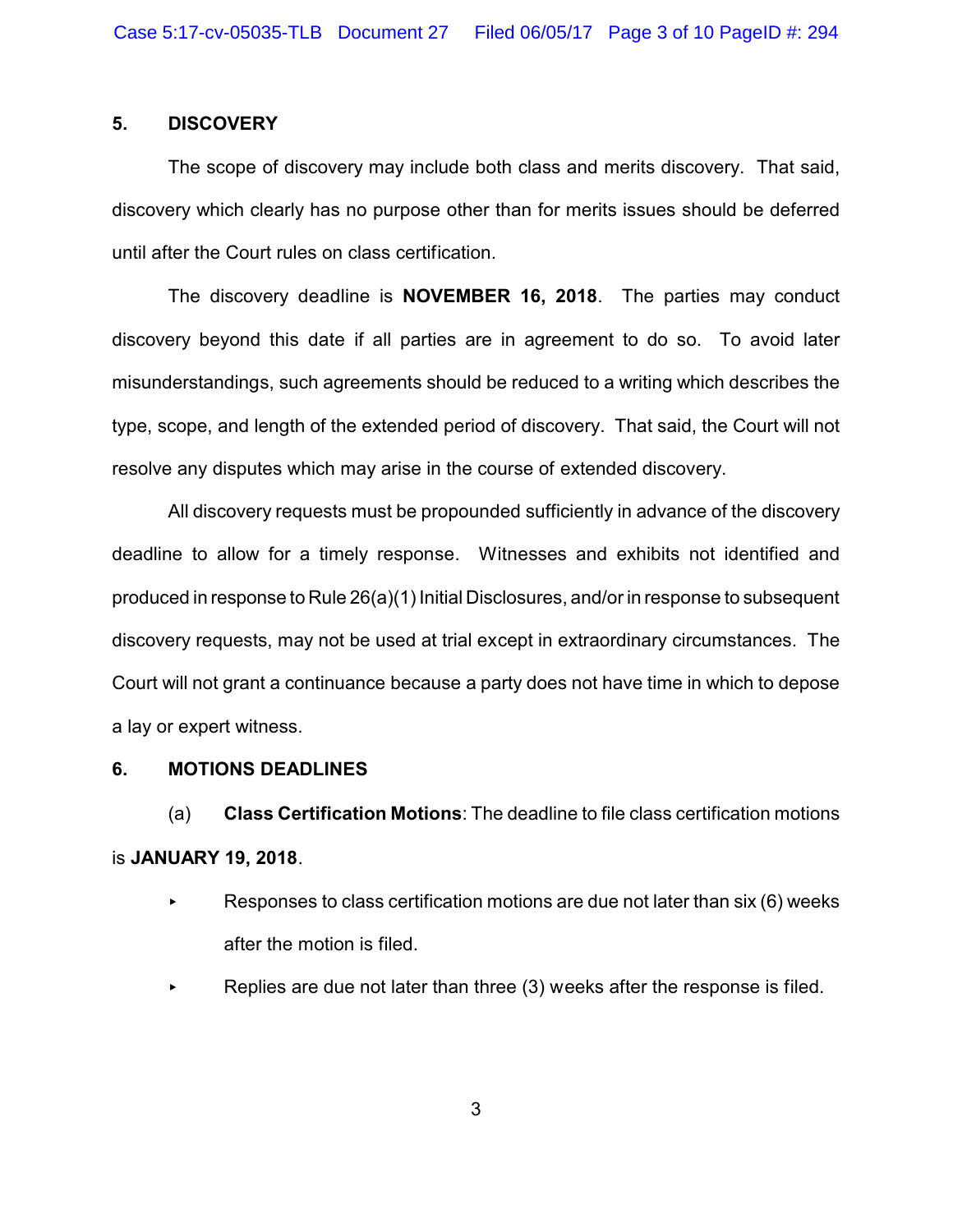## 5. DISCOVERY

The scope of discovery may include both class and merits discovery. That said, discovery which clearly has no purpose other than for merits issues should be deferred until after the Court rules on class certification.

The discovery deadline is **NOVEMBER 16, 2018**. The parties may conduct discovery beyond this date if all parties are in agreement to do so. To avoid later misunderstandings, such agreements should be reduced to a writing which describes the type, scope, and length of the extended period of discovery. That said, the Court will not resolve any disputes which may arise in the course of extended discovery.

All discovery requests must be propounded sufficiently in advance of the discovery deadline to allow for a timely response. Witnesses and exhibits not identified and produced in response to Rule 26(a)(1) Initial Disclosures, and/or in response to subsequent discovery requests, may not be used at trial except in extraordinary circumstances. The Court will not grant a continuance because a party does not have time in which to depose a lay or expert witness.

## 6. MOTIONS DEADLINES

(a) **Class Certification Motions**: The deadline to file class certification motions is **JANUARY 19, 2018**.

- Responses to class certification motions are due not later than six (6) weeks after the motion is filed.
- Replies are due not later than three (3) weeks after the response is filed.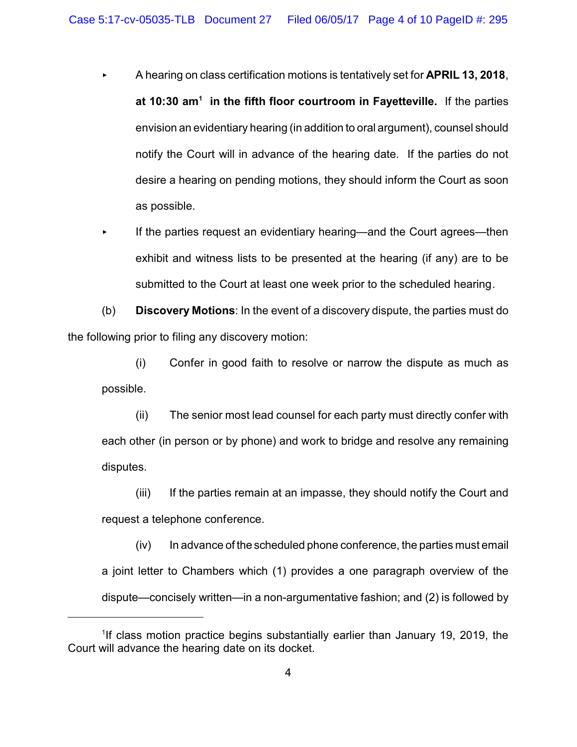- A hearing on class certification motions is tentatively set for **APRIL 13, 2018, at 10:30 am**[1] **in the fifth floor courtroom in Fayetteville.** If the parties envision an evidentiary hearing (in addition to oral argument), counsel should notify the Court will in advance of the hearing date. If the parties do not desire a hearing on pending motions, they should inform the Court as soon as possible.
- If the parties request an evidentiary hearing—and the Court agrees—then exhibit and witness lists to be presented at the hearing (if any) are to be submitted to the Court at least one week prior to the scheduled hearing.

(b) **Discovery Motions**: In the event of a discovery dispute, the parties must do the following prior to filing any discovery motion:

(i) Confer in good faith to resolve or narrow the dispute as much as possible.

(ii) The senior most lead counsel for each party must directly confer with each other (in person or by phone) and work to bridge and resolve any remaining disputes.

(iii) If the parties remain at an impasse, they should notify the Court and request a telephone conference.

(iv) In advance of the scheduled phone conference, the parties must email a joint letter to Chambers which (1) provides a one paragraph overview of the dispute—concisely written—in a non-argumentative fashion; and (2) is followed by

---

[1] If class motion practice begins substantially earlier than January 19, 2019, the Court will advance the hearing date on its docket.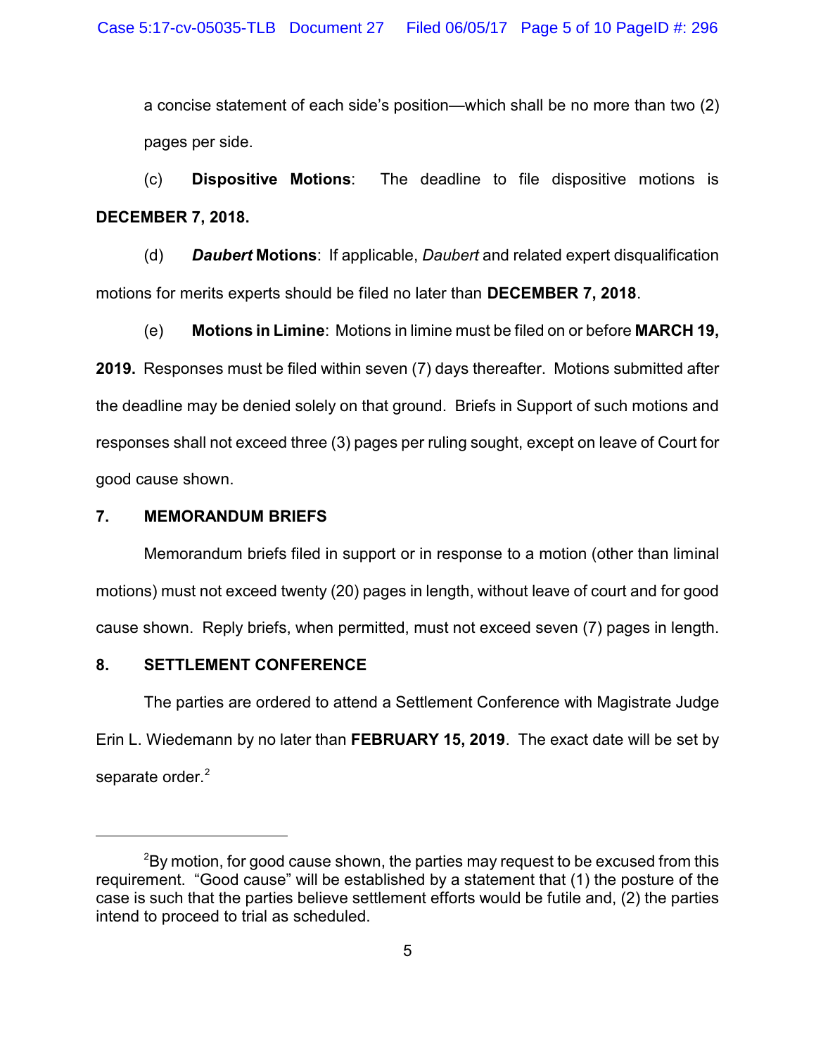a concise statement of each side's position—which shall be no more than two (2) pages per side.

(c) **Dispositive Motions**: The deadline to file dispositive motions is **DECEMBER 7, 2018.**

(d) ***Daubert* Motions**: If applicable, *Daubert* and related expert disqualification motions for merits experts should be filed no later than **DECEMBER 7, 2018**.

(e) **Motions in Limine**: Motions in limine must be filed on or before **MARCH 19, 2019.** Responses must be filed within seven (7) days thereafter. Motions submitted after the deadline may be denied solely on that ground. Briefs in Support of such motions and responses shall not exceed three (3) pages per ruling sought, except on leave of Court for good cause shown.

## 7. MEMORANDUM BRIEFS

Memorandum briefs filed in support or in response to a motion (other than liminal motions) must not exceed twenty (20) pages in length, without leave of court and for good cause shown. Reply briefs, when permitted, must not exceed seven (7) pages in length.

## 8. SETTLEMENT CONFERENCE

The parties are ordered to attend a Settlement Conference with Magistrate Judge Erin L. Wiedemann by no later than **FEBRUARY 15, 2019**. The exact date will be set by separate order.[2]

---

[2]By motion, for good cause shown, the parties may request to be excused from this requirement. "Good cause" will be established by a statement that (1) the posture of the case is such that the parties believe settlement efforts would be futile and, (2) the parties intend to proceed to trial as scheduled.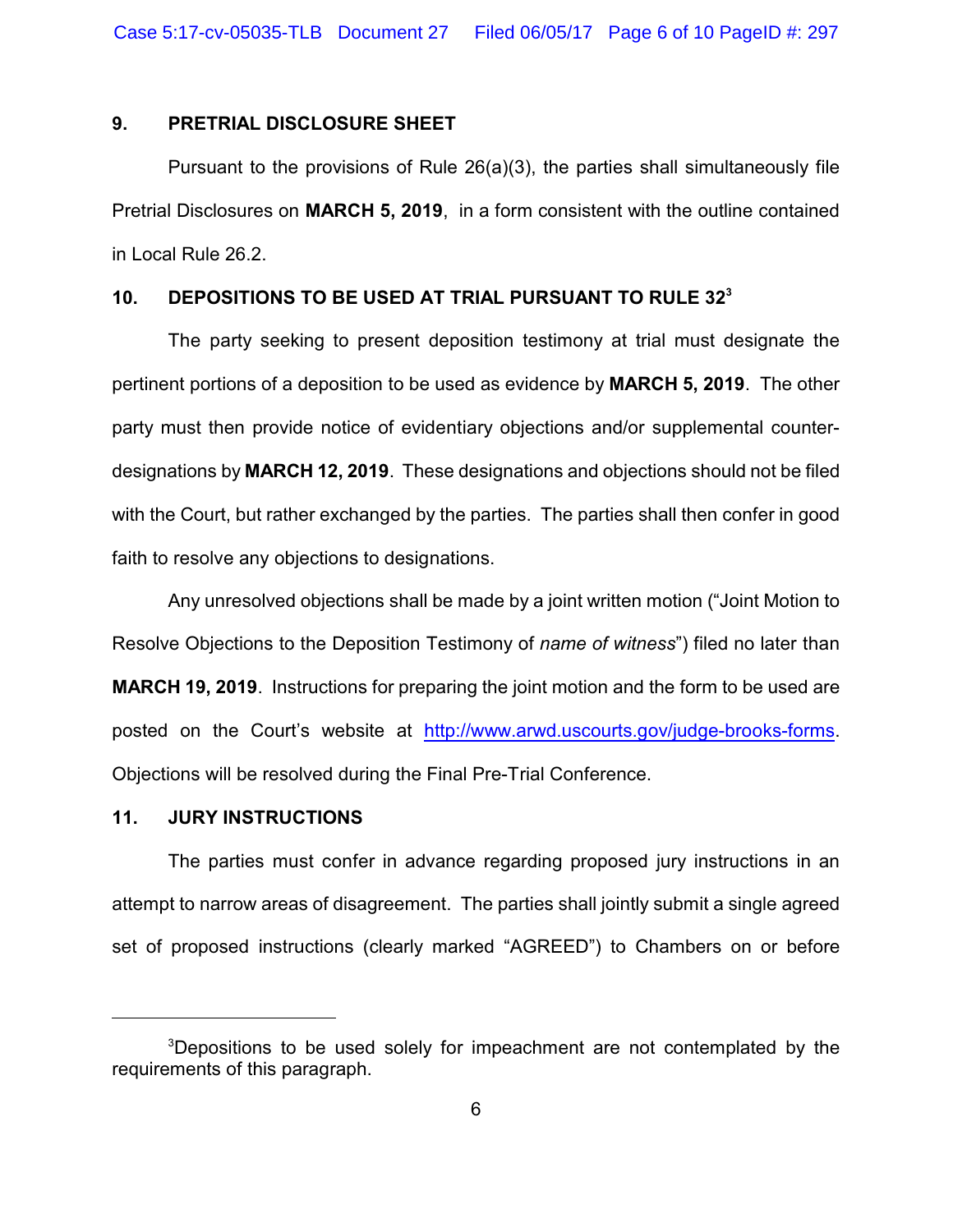## 9. PRETRIAL DISCLOSURE SHEET

Pursuant to the provisions of Rule 26(a)(3), the parties shall simultaneously file Pretrial Disclosures on **MARCH 5, 2019**, in a form consistent with the outline contained in Local Rule 26.2.

## 10. DEPOSITIONS TO BE USED AT TRIAL PURSUANT TO RULE 32[3]

The party seeking to present deposition testimony at trial must designate the pertinent portions of a deposition to be used as evidence by **MARCH 5, 2019**. The other party must then provide notice of evidentiary objections and/or supplemental counter-designations by **MARCH 12, 2019**. These designations and objections should not be filed with the Court, but rather exchanged by the parties. The parties shall then confer in good faith to resolve any objections to designations.

Any unresolved objections shall be made by a joint written motion ("Joint Motion to Resolve Objections to the Deposition Testimony of *name of witness*") filed no later than **MARCH 19, 2019**. Instructions for preparing the joint motion and the form to be used are posted on the Court's website at http://www.arwd.uscourts.gov/judge-brooks-forms. Objections will be resolved during the Final Pre-Trial Conference.

## 11. JURY INSTRUCTIONS

The parties must confer in advance regarding proposed jury instructions in an attempt to narrow areas of disagreement. The parties shall jointly submit a single agreed set of proposed instructions (clearly marked "AGREED") to Chambers on or before

---

[3] Depositions to be used solely for impeachment are not contemplated by the requirements of this paragraph.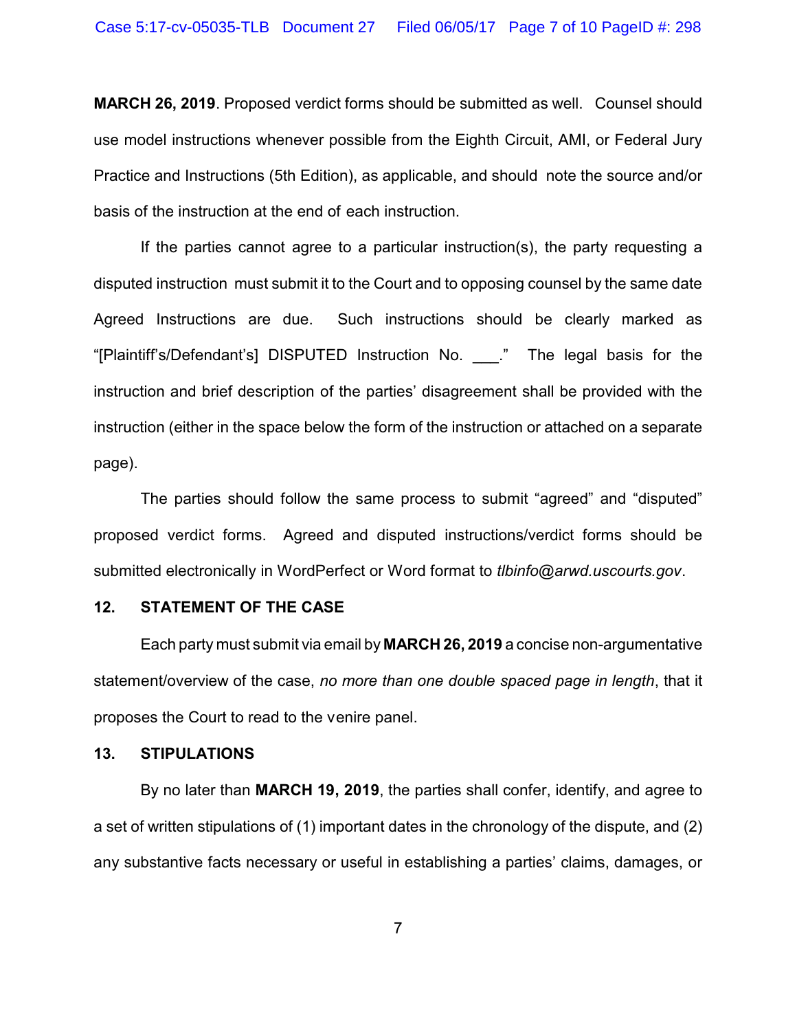**MARCH 26, 2019**. Proposed verdict forms should be submitted as well. Counsel should use model instructions whenever possible from the Eighth Circuit, AMI, or Federal Jury Practice and Instructions (5th Edition), as applicable, and should note the source and/or basis of the instruction at the end of each instruction.

If the parties cannot agree to a particular instruction(s), the party requesting a disputed instruction must submit it to the Court and to opposing counsel by the same date Agreed Instructions are due. Such instructions should be clearly marked as "[Plaintiff's/Defendant's] DISPUTED Instruction No. ___." The legal basis for the instruction and brief description of the parties' disagreement shall be provided with the instruction (either in the space below the form of the instruction or attached on a separate page).

The parties should follow the same process to submit "agreed" and "disputed" proposed verdict forms. Agreed and disputed instructions/verdict forms should be submitted electronically in WordPerfect or Word format to *tlbinfo@arwd.uscourts.gov*.

## 12. STATEMENT OF THE CASE

Each party must submit via email by **MARCH 26, 2019** a concise non-argumentative statement/overview of the case, *no more than one double spaced page in length*, that it proposes the Court to read to the venire panel.

## 13. STIPULATIONS

By no later than **MARCH 19, 2019**, the parties shall confer, identify, and agree to a set of written stipulations of (1) important dates in the chronology of the dispute, and (2) any substantive facts necessary or useful in establishing a parties' claims, damages, or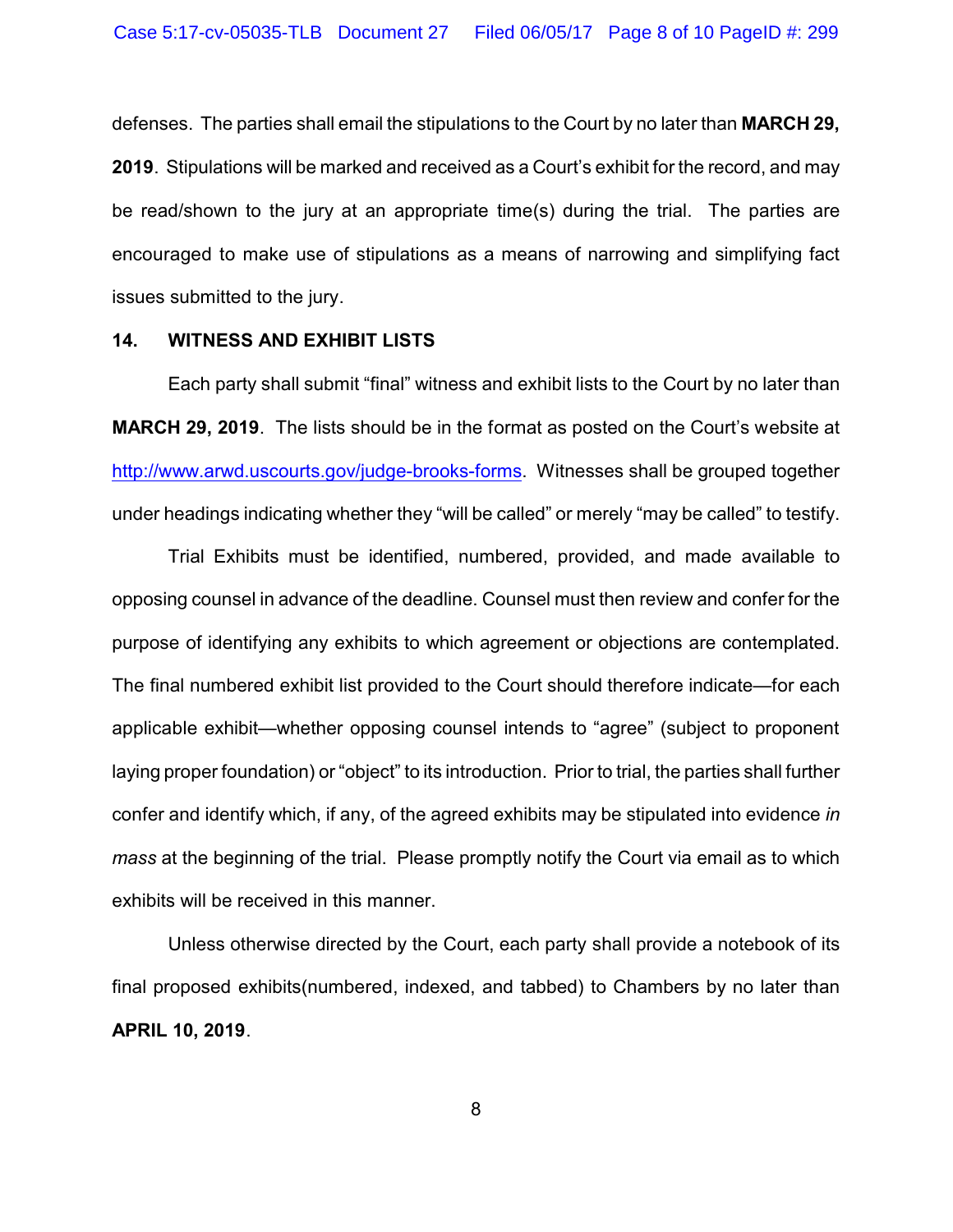defenses. The parties shall email the stipulations to the Court by no later than **MARCH 29, 2019**. Stipulations will be marked and received as a Court's exhibit for the record, and may be read/shown to the jury at an appropriate time(s) during the trial. The parties are encouraged to make use of stipulations as a means of narrowing and simplifying fact issues submitted to the jury.

**14. WITNESS AND EXHIBIT LISTS**

Each party shall submit "final" witness and exhibit lists to the Court by no later than **MARCH 29, 2019**. The lists should be in the format as posted on the Court's website at http://www.arwd.uscourts.gov/judge-brooks-forms. Witnesses shall be grouped together under headings indicating whether they "will be called" or merely "may be called" to testify.

Trial Exhibits must be identified, numbered, provided, and made available to opposing counsel in advance of the deadline. Counsel must then review and confer for the purpose of identifying any exhibits to which agreement or objections are contemplated. The final numbered exhibit list provided to the Court should therefore indicate—for each applicable exhibit—whether opposing counsel intends to "agree" (subject to proponent laying proper foundation) or "object" to its introduction. Prior to trial, the parties shall further confer and identify which, if any, of the agreed exhibits may be stipulated into evidence *in mass* at the beginning of the trial. Please promptly notify the Court via email as to which exhibits will be received in this manner.

Unless otherwise directed by the Court, each party shall provide a notebook of its final proposed exhibits(numbered, indexed, and tabbed) to Chambers by no later than **APRIL 10, 2019**.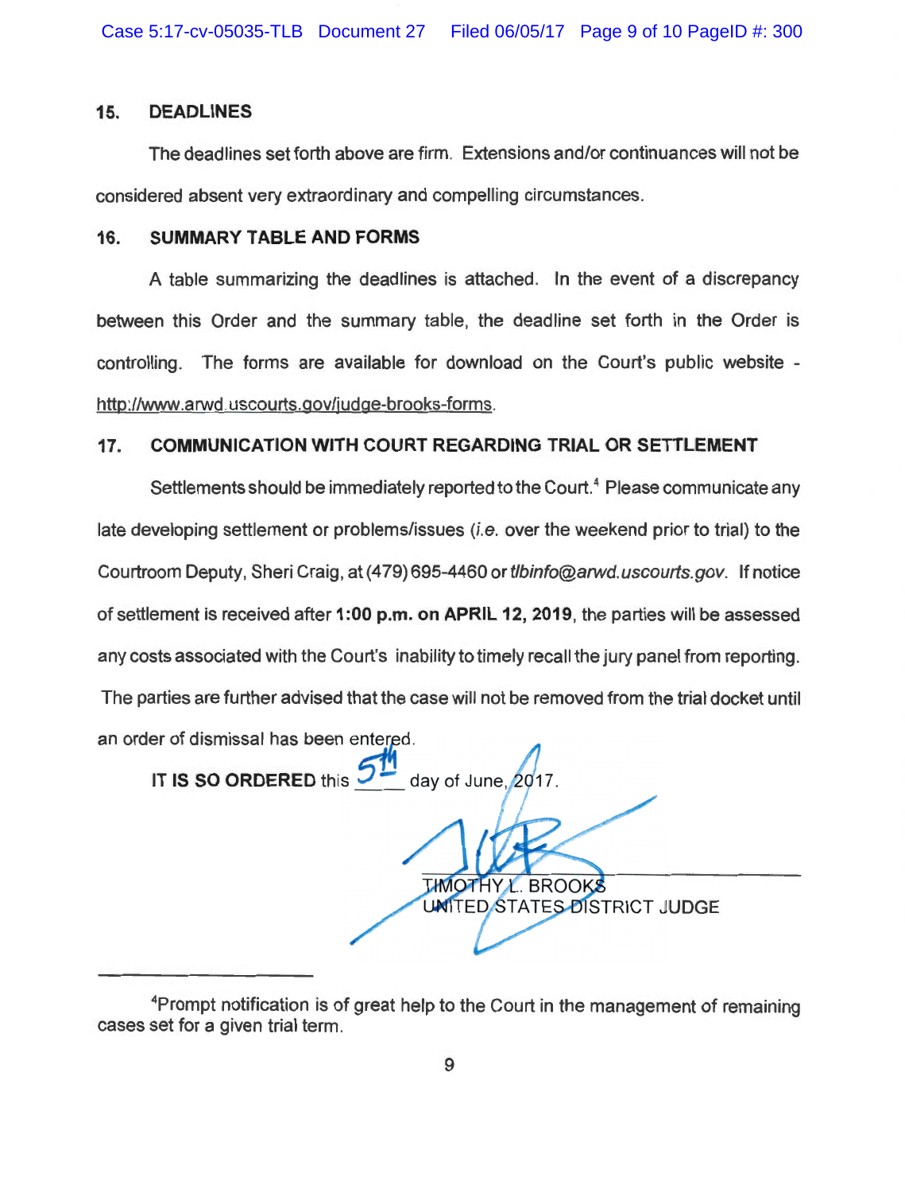## 15. DEADLINES

The deadlines set forth above are firm. Extensions and/or continuances will not be considered absent very extraordinary and compelling circumstances.

## 16. SUMMARY TABLE AND FORMS

A table summarizing the deadlines is attached. In the event of a discrepancy between this Order and the summary table, the deadline set forth in the Order is controlling. The forms are available for download on the Court's public website - http://www.arwd.uscourts.gov/judge-brooks-forms.

## 17. COMMUNICATION WITH COURT REGARDING TRIAL OR SETTLEMENT

Settlements should be immediately reported to the Court.[4] Please communicate any late developing settlement or problems/issues (*i.e.* over the weekend prior to trial) to the Courtroom Deputy, Sheri Craig, at (479) 695-4460 or *tlbinfo@arwd.uscourts.gov*. If notice of settlement is received after **1:00 p.m. on APRIL 12, 2019**, the parties will be assessed any costs associated with the Court's inability to timely recall the jury panel from reporting. The parties are further advised that the case will not be removed from the trial docket until an order of dismissal has been entered.

**IT IS SO ORDERED** this 5th day of June, 2017.

TIMOTHY L. BROOKS
UNITED STATES DISTRICT JUDGE

---

[4] Prompt notification is of great help to the Court in the management of remaining cases set for a given trial term.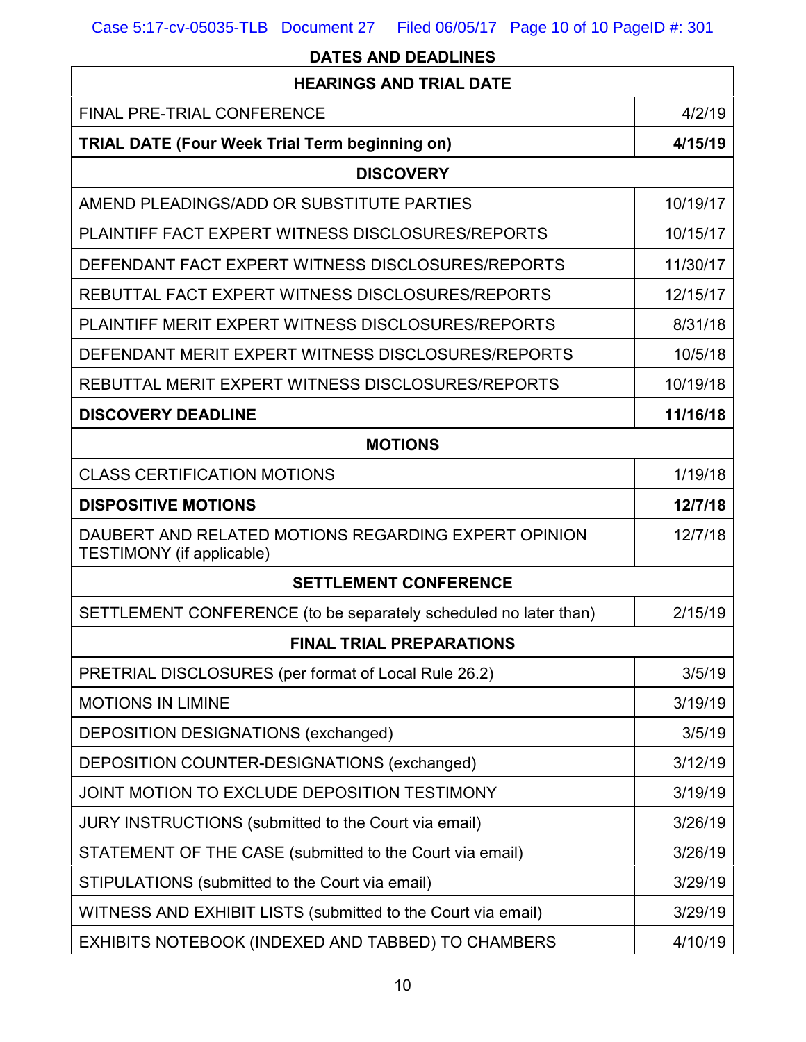## DATES AND DEADLINES

| | |
|---|---|
| **HEARINGS AND TRIAL DATE** | |
| FINAL PRE-TRIAL CONFERENCE | 4/2/19 |
| **TRIAL DATE (Four Week Trial Term beginning on)** | **4/15/19** |
| **DISCOVERY** | |
| AMEND PLEADINGS/ADD OR SUBSTITUTE PARTIES | 10/19/17 |
| PLAINTIFF FACT EXPERT WITNESS DISCLOSURES/REPORTS | 10/15/17 |
| DEFENDANT FACT EXPERT WITNESS DISCLOSURES/REPORTS | 11/30/17 |
| REBUTTAL FACT EXPERT WITNESS DISCLOSURES/REPORTS | 12/15/17 |
| PLAINTIFF MERIT EXPERT WITNESS DISCLOSURES/REPORTS | 8/31/18 |
| DEFENDANT MERIT EXPERT WITNESS DISCLOSURES/REPORTS | 10/5/18 |
| REBUTTAL MERIT EXPERT WITNESS DISCLOSURES/REPORTS | 10/19/18 |
| **DISCOVERY DEADLINE** | **11/16/18** |
| **MOTIONS** | |
| CLASS CERTIFICATION MOTIONS | 1/19/18 |
| **DISPOSITIVE MOTIONS** | **12/7/18** |
| DAUBERT AND RELATED MOTIONS REGARDING EXPERT OPINION TESTIMONY (if applicable) | 12/7/18 |
| **SETTLEMENT CONFERENCE** | |
| SETTLEMENT CONFERENCE (to be separately scheduled no later than) | 2/15/19 |
| **FINAL TRIAL PREPARATIONS** | |
| PRETRIAL DISCLOSURES (per format of Local Rule 26.2) | 3/5/19 |
| MOTIONS IN LIMINE | 3/19/19 |
| DEPOSITION DESIGNATIONS (exchanged) | 3/5/19 |
| DEPOSITION COUNTER-DESIGNATIONS (exchanged) | 3/12/19 |
| JOINT MOTION TO EXCLUDE DEPOSITION TESTIMONY | 3/19/19 |
| JURY INSTRUCTIONS (submitted to the Court via email) | 3/26/19 |
| STATEMENT OF THE CASE (submitted to the Court via email) | 3/26/19 |
| STIPULATIONS (submitted to the Court via email) | 3/29/19 |
| WITNESS AND EXHIBIT LISTS (submitted to the Court via email) | 3/29/19 |
| EXHIBITS NOTEBOOK (INDEXED AND TABBED) TO CHAMBERS | 4/10/19 |